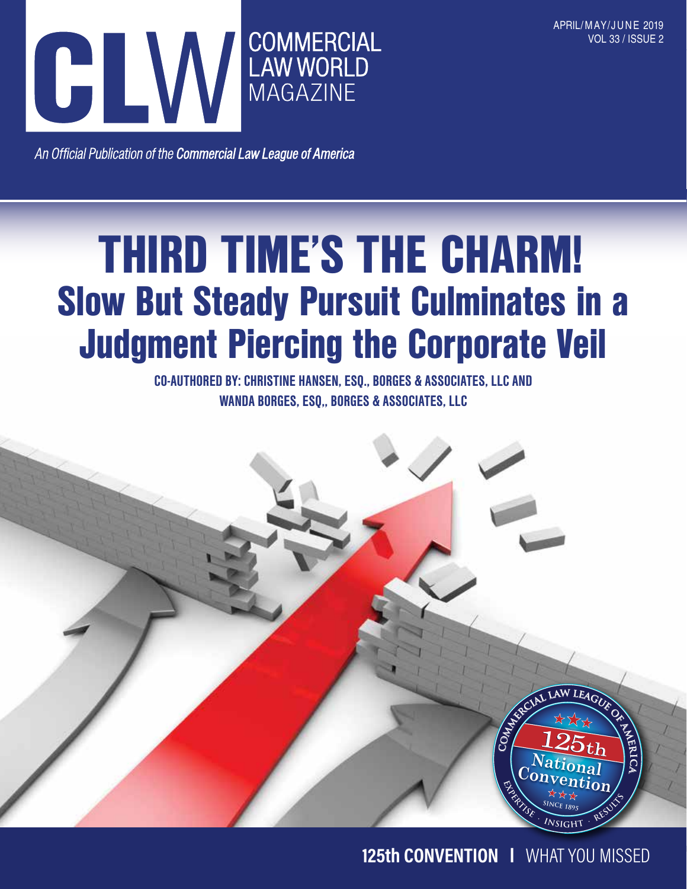# CLW COMMERCIAL LAW WORLD MAGAZINE

APRIL/MAY/JUNE 2019
VOL 33 / ISSUE 2

*An Official Publication of the* ***Commercial Law League of America***

# THIRD TIME'S THE CHARM!

## Slow But Steady Pursuit Culminates in a Judgment Piercing the Corporate Veil

**CO-AUTHORED BY: CHRISTINE HANSEN, ESQ., BORGES & ASSOCIATES, LLC AND WANDA BORGES, ESQ,, BORGES & ASSOCIATES, LLC**

COMMERCIAL LAW LEAGUE OF AMERICA
125th National Convention
SINCE 1895
EXPERTISE · INSIGHT · RESULTS

**125th CONVENTION** | WHAT YOU MISSED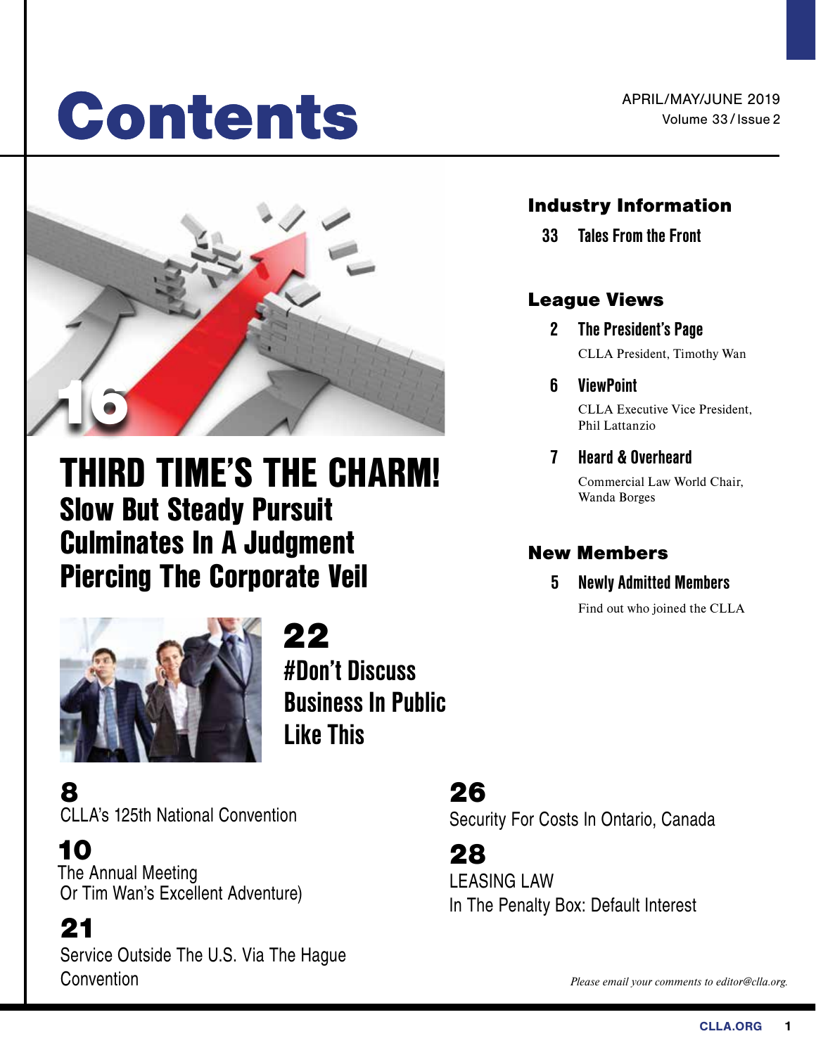# Contents

APRIL/MAY/JUNE 2019
Volume 33 / Issue 2

16

## THIRD TIME'S THE CHARM!

### Slow But Steady Pursuit Culminates In A Judgment Piercing The Corporate Veil

**22**
#Don't Discuss Business In Public Like This

**8**
CLLA's 125th National Convention

**10**
The Annual Meeting Or Tim Wan's Excellent Adventure)

**21**
Service Outside The U.S. Via The Hague Convention

**26**
Security For Costs In Ontario, Canada

**28**
LEASING LAW
In The Penalty Box: Default Interest

## Industry Information

**33** Tales From the Front

## League Views

**2** The President's Page
CLLA President, Timothy Wan

**6** ViewPoint
CLLA Executive Vice President, Phil Lattanzio

**7** Heard & Overheard
Commercial Law World Chair, Wanda Borges

## New Members

**5** Newly Admitted Members
Find out who joined the CLLA

*Please email your comments to editor@clla.org.*